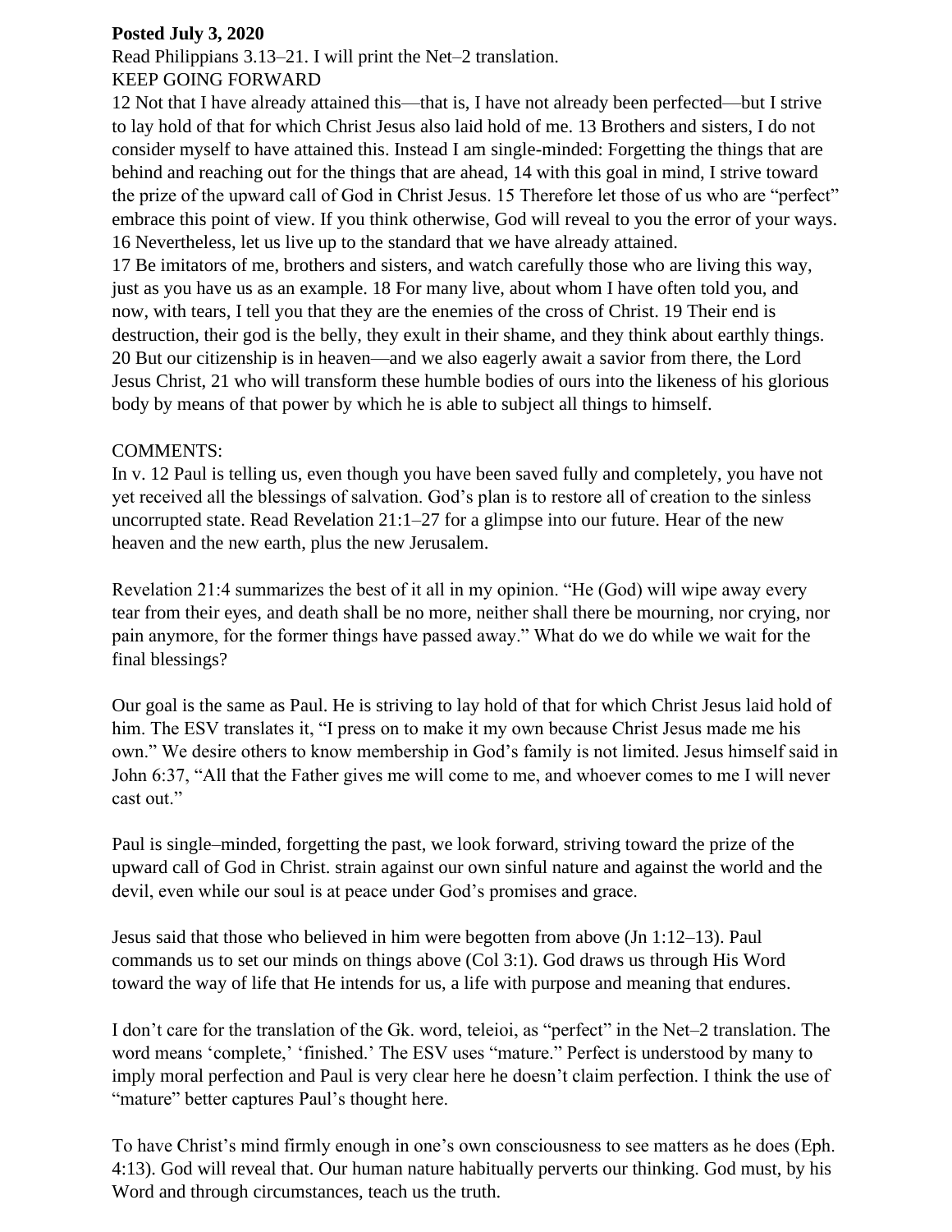**Posted July 3, 2020**

Read Philippians 3.13–21. I will print the Net–2 translation.

KEEP GOING FORWARD

12 Not that I have already attained this—that is, I have not already been perfected—but I strive to lay hold of that for which Christ Jesus also laid hold of me. 13 Brothers and sisters, I do not consider myself to have attained this. Instead I am single-minded: Forgetting the things that are behind and reaching out for the things that are ahead, 14 with this goal in mind, I strive toward the prize of the upward call of God in Christ Jesus. 15 Therefore let those of us who are "perfect" embrace this point of view. If you think otherwise, God will reveal to you the error of your ways. 16 Nevertheless, let us live up to the standard that we have already attained.
17 Be imitators of me, brothers and sisters, and watch carefully those who are living this way, just as you have us as an example. 18 For many live, about whom I have often told you, and now, with tears, I tell you that they are the enemies of the cross of Christ. 19 Their end is destruction, their god is the belly, they exult in their shame, and they think about earthly things. 20 But our citizenship is in heaven—and we also eagerly await a savior from there, the Lord Jesus Christ, 21 who will transform these humble bodies of ours into the likeness of his glorious body by means of that power by which he is able to subject all things to himself.

COMMENTS:

In v. 12 Paul is telling us, even though you have been saved fully and completely, you have not yet received all the blessings of salvation. God's plan is to restore all of creation to the sinless uncorrupted state. Read Revelation 21:1–27 for a glimpse into our future. Hear of the new heaven and the new earth, plus the new Jerusalem.

Revelation 21:4 summarizes the best of it all in my opinion. "He (God) will wipe away every tear from their eyes, and death shall be no more, neither shall there be mourning, nor crying, nor pain anymore, for the former things have passed away." What do we do while we wait for the final blessings?

Our goal is the same as Paul. He is striving to lay hold of that for which Christ Jesus laid hold of him. The ESV translates it, "I press on to make it my own because Christ Jesus made me his own." We desire others to know membership in God's family is not limited. Jesus himself said in John 6:37, "All that the Father gives me will come to me, and whoever comes to me I will never cast out."

Paul is single–minded, forgetting the past, we look forward, striving toward the prize of the upward call of God in Christ. strain against our own sinful nature and against the world and the devil, even while our soul is at peace under God's promises and grace.

Jesus said that those who believed in him were begotten from above (Jn 1:12–13). Paul commands us to set our minds on things above (Col 3:1). God draws us through His Word toward the way of life that He intends for us, a life with purpose and meaning that endures.

I don't care for the translation of the Gk. word, teleioi, as "perfect" in the Net–2 translation. The word means 'complete,' 'finished.' The ESV uses "mature." Perfect is understood by many to imply moral perfection and Paul is very clear here he doesn't claim perfection. I think the use of "mature" better captures Paul's thought here.

To have Christ's mind firmly enough in one's own consciousness to see matters as he does (Eph. 4:13). God will reveal that. Our human nature habitually perverts our thinking. God must, by his Word and through circumstances, teach us the truth.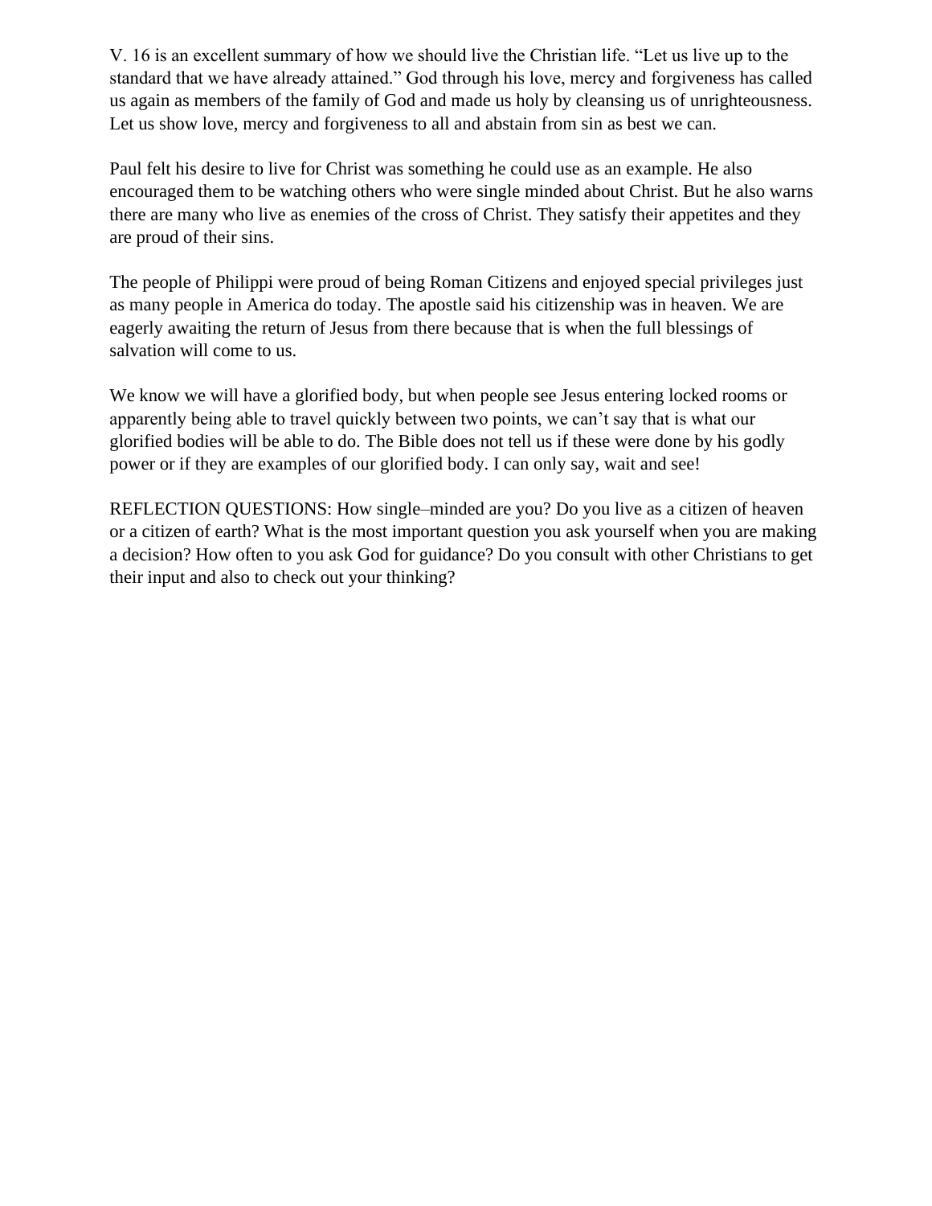V. 16 is an excellent summary of how we should live the Christian life. “Let us live up to the standard that we have already attained.” God through his love, mercy and forgiveness has called us again as members of the family of God and made us holy by cleansing us of unrighteousness. Let us show love, mercy and forgiveness to all and abstain from sin as best we can.

Paul felt his desire to live for Christ was something he could use as an example. He also encouraged them to be watching others who were single minded about Christ. But he also warns there are many who live as enemies of the cross of Christ. They satisfy their appetites and they are proud of their sins.

The people of Philippi were proud of being Roman Citizens and enjoyed special privileges just as many people in America do today. The apostle said his citizenship was in heaven. We are eagerly awaiting the return of Jesus from there because that is when the full blessings of salvation will come to us.

We know we will have a glorified body, but when people see Jesus entering locked rooms or apparently being able to travel quickly between two points, we can’t say that is what our glorified bodies will be able to do. The Bible does not tell us if these were done by his godly power or if they are examples of our glorified body. I can only say, wait and see!

REFLECTION QUESTIONS: How single–minded are you? Do you live as a citizen of heaven or a citizen of earth? What is the most important question you ask yourself when you are making a decision? How often to you ask God for guidance? Do you consult with other Christians to get their input and also to check out your thinking?